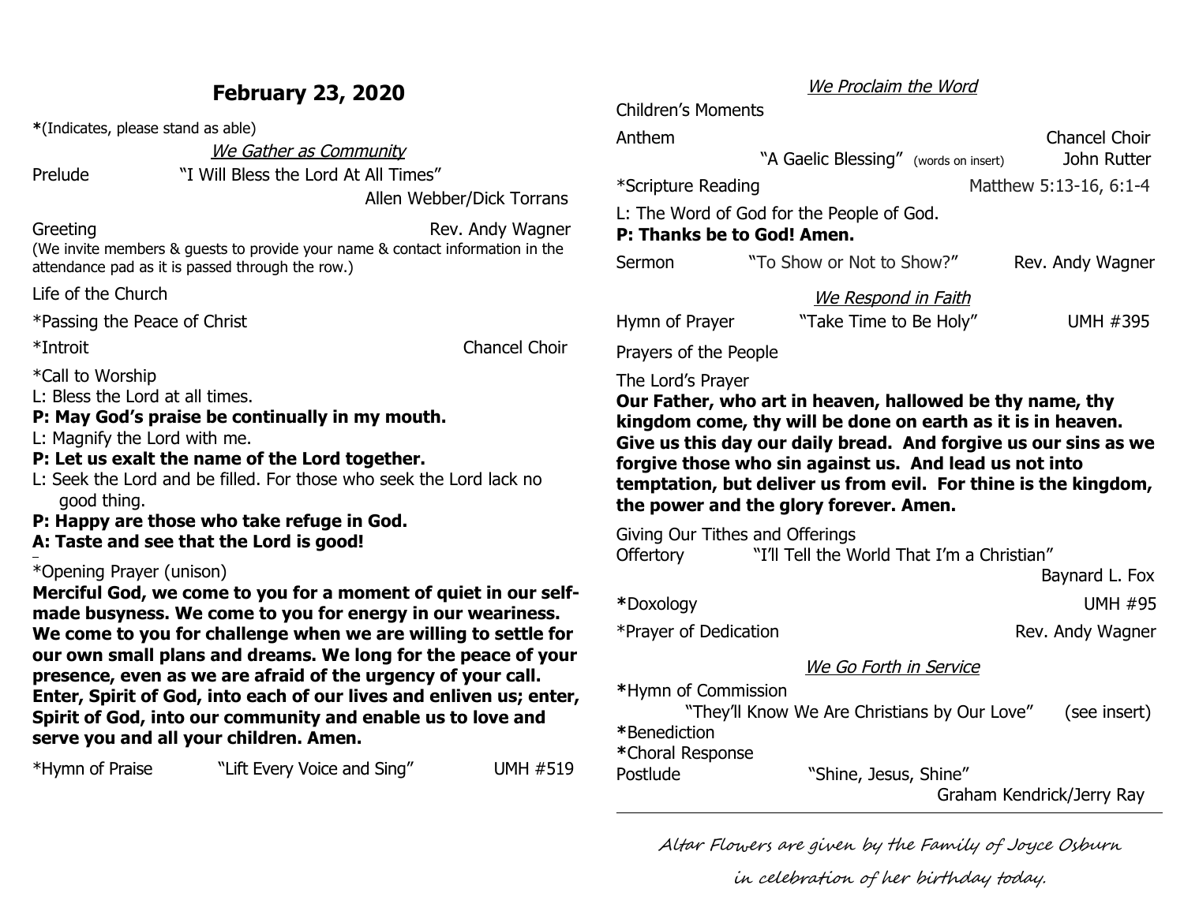# February 23, 2020

**\***(Indicates, please stand as able)

*We Gather as Community*

Prelude "I Will Bless the Lord At All Times"
Allen Webber/Dick Torrans

Greeting Rev. Andy Wagner

(We invite members & guests to provide your name & contact information in the attendance pad as it is passed through the row.)

Life of the Church

*Passing the Peace of Christ

*Introit Chancel Choir

*Call to Worship

L: Bless the Lord at all times.

**P: May God's praise be continually in my mouth.**

L: Magnify the Lord with me.

**P: Let us exalt the name of the Lord together.**

L: Seek the Lord and be filled. For those who seek the Lord lack no good thing.

**P: Happy are those who take refuge in God.**

**A: Taste and see that the Lord is good!**

*Opening Prayer (unison)

**Merciful God, we come to you for a moment of quiet in our self-made busyness. We come to you for energy in our weariness. We come to you for challenge when we are willing to settle for our own small plans and dreams. We long for the peace of your presence, even as we are afraid of the urgency of your call. Enter, Spirit of God, into each of our lives and enliven us; enter, Spirit of God, into our community and enable us to love and serve you and all your children. Amen.**

*Hymn of Praise "Lift Every Voice and Sing" UMH #519

*We Proclaim the Word*

Children's Moments

Anthem Chancel Choir
"A Gaelic Blessing" (words on insert) John Rutter

*Scripture Reading Matthew 5:13-16, 6:1-4

L: The Word of God for the People of God.

**P: Thanks be to God! Amen.**

Sermon "To Show or Not to Show?" Rev. Andy Wagner

*We Respond in Faith*

Hymn of Prayer "Take Time to Be Holy" UMH #395

Prayers of the People

The Lord's Prayer

**Our Father, who art in heaven, hallowed be thy name, thy kingdom come, thy will be done on earth as it is in heaven. Give us this day our daily bread. And forgive us our sins as we forgive those who sin against us. And lead us not into temptation, but deliver us from evil. For thine is the kingdom, the power and the glory forever. Amen.**

Giving Our Tithes and Offerings

Offertory "I'll Tell the World That I'm a Christian"
Baynard L. Fox

**\***Doxology UMH #95

*Prayer of Dedication Rev. Andy Wagner

*We Go Forth in Service*

**\***Hymn of Commission
"They'll Know We Are Christians by Our Love" (see insert)

**\***Benediction

**\***Choral Response

Postlude "Shine, Jesus, Shine"
Graham Kendrick/Jerry Ray

---

*Altar Flowers are given by the Family of Joyce Osburn in celebration of her birthday today.*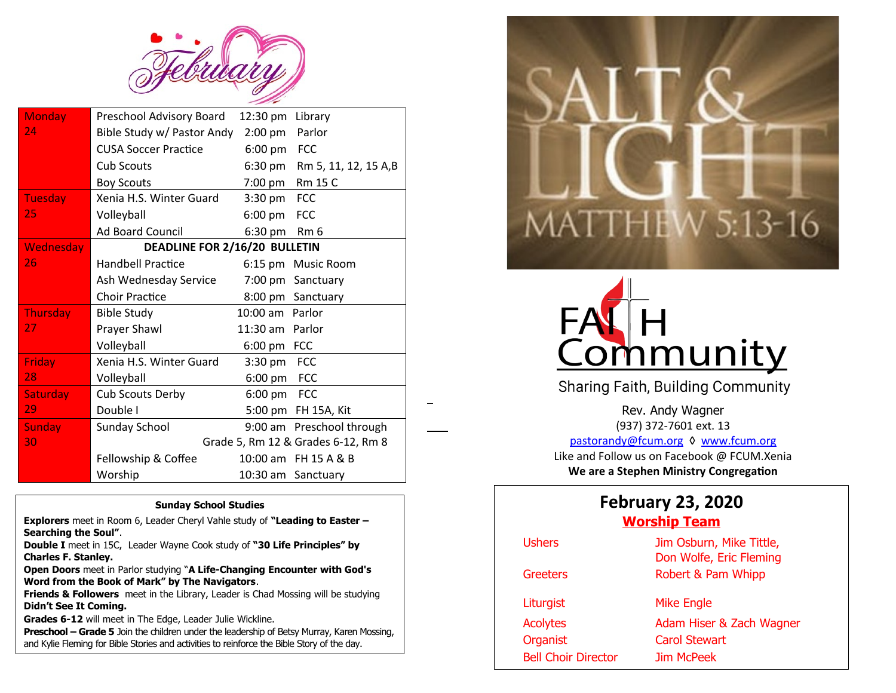# February

| Day | Event | Time | Location |
|---|---|---|---|
| Monday 24 | Preschool Advisory Board | 12:30 pm | Library |
| | Bible Study w/ Pastor Andy | 2:00 pm | Parlor |
| | CUSA Soccer Practice | 6:00 pm | FCC |
| | Cub Scouts | 6:30 pm | Rm 5, 11, 12, 15 A,B |
| | Boy Scouts | 7:00 pm | Rm 15 C |
| Tuesday 25 | Xenia H.S. Winter Guard | 3:30 pm | FCC |
| | Volleyball | 6:00 pm | FCC |
| | Ad Board Council | 6:30 pm | Rm 6 |
| Wednesday 26 | **DEADLINE FOR 2/16/20 BULLETIN** | | |
| | Handbell Practice | 6:15 pm | Music Room |
| | Ash Wednesday Service | 7:00 pm | Sanctuary |
| | Choir Practice | 8:00 pm | Sanctuary |
| Thursday 27 | Bible Study | 10:00 am | Parlor |
| | Prayer Shawl | 11:30 am | Parlor |
| | Volleyball | 6:00 pm | FCC |
| Friday 28 | Xenia H.S. Winter Guard | 3:30 pm | FCC |
| | Volleyball | 6:00 pm | FCC |
| Saturday 29 | Cub Scouts Derby | 6:00 pm | FCC |
| | Double I | 5:00 pm | FH 15A, Kit |
| Sunday 30 | Sunday School | 9:00 am | Preschool through Grade 5, Rm 12 & Grades 6-12, Rm 8 |
| | Fellowship & Coffee | 10:00 am | FH 15 A & B |
| | Worship | 10:30 am | Sanctuary |

**Sunday School Studies**

**Explorers** meet in Room 6, Leader Cheryl Vahle study of **"Leading to Easter – Searching the Soul"**.

**Double I** meet in 15C, Leader Wayne Cook study of **"30 Life Principles" by Charles F. Stanley.**

**Open Doors** meet in Parlor studying "**A Life-Changing Encounter with God's Word from the Book of Mark" by The Navigators**.

**Friends & Followers** meet in the Library, Leader is Chad Mossing will be studying **Didn't See It Coming.**

**Grades 6-12** will meet in The Edge, Leader Julie Wickline.

**Preschool – Grade 5** Join the children under the leadership of Betsy Murray, Karen Mossing, and Kylie Fleming for Bible Stories and activities to reinforce the Bible Story of the day.

SALT & LIGHT
MATTHEW 5:13-16

# FAITH Community

Sharing Faith, Building Community

Rev. Andy Wagner
(937) 372-7601 ext. 13
pastorandy@fcum.org ◊ www.fcum.org
Like and Follow us on Facebook @ FCUM.Xenia
**We are a Stephen Ministry Congregation**

## February 23, 2020

**Worship Team**

| Role | Name |
|---|---|
| Ushers | Jim Osburn, Mike Tittle, Don Wolfe, Eric Fleming |
| Greeters | Robert & Pam Whipp |
| Liturgist | Mike Engle |
| Acolytes | Adam Hiser & Zach Wagner |
| Organist | Carol Stewart |
| Bell Choir Director | Jim McPeek |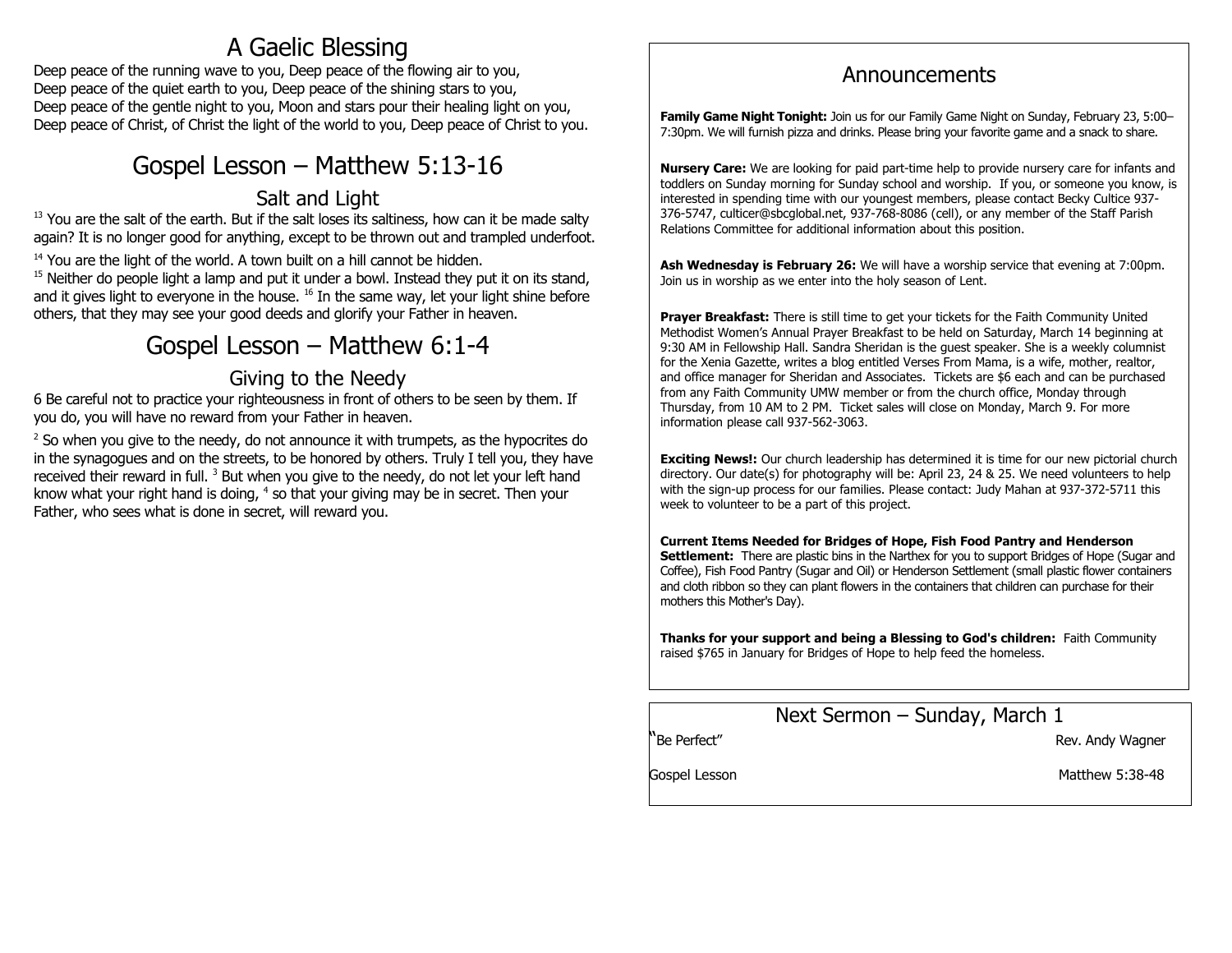# A Gaelic Blessing

Deep peace of the running wave to you, Deep peace of the flowing air to you,
Deep peace of the quiet earth to you, Deep peace of the shining stars to you,
Deep peace of the gentle night to you, Moon and stars pour their healing light on you,
Deep peace of Christ, of Christ the light of the world to you, Deep peace of Christ to you.

# Gospel Lesson – Matthew 5:13-16

## Salt and Light

[13] You are the salt of the earth. But if the salt loses its saltiness, how can it be made salty again? It is no longer good for anything, except to be thrown out and trampled underfoot.

[14] You are the light of the world. A town built on a hill cannot be hidden.
[15] Neither do people light a lamp and put it under a bowl. Instead they put it on its stand, and it gives light to everyone in the house. [16] In the same way, let your light shine before others, that they may see your good deeds and glorify your Father in heaven.

# Gospel Lesson – Matthew 6:1-4

## Giving to the Needy

6 Be careful not to practice your righteousness in front of others to be seen by them. If you do, you will have no reward from your Father in heaven.

[2] So when you give to the needy, do not announce it with trumpets, as the hypocrites do in the synagogues and on the streets, to be honored by others. Truly I tell you, they have received their reward in full. [3] But when you give to the needy, do not let your left hand know what your right hand is doing, [4] so that your giving may be in secret. Then your Father, who sees what is done in secret, will reward you.

# Announcements

**Family Game Night Tonight:** Join us for our Family Game Night on Sunday, February 23, 5:00–7:30pm. We will furnish pizza and drinks. Please bring your favorite game and a snack to share.

**Nursery Care:** We are looking for paid part-time help to provide nursery care for infants and toddlers on Sunday morning for Sunday school and worship. If you, or someone you know, is interested in spending time with our youngest members, please contact Becky Cultice 937-376-5747, culticer@sbcglobal.net, 937-768-8086 (cell), or any member of the Staff Parish Relations Committee for additional information about this position.

**Ash Wednesday is February 26:** We will have a worship service that evening at 7:00pm. Join us in worship as we enter into the holy season of Lent.

**Prayer Breakfast:** There is still time to get your tickets for the Faith Community United Methodist Women's Annual Prayer Breakfast to be held on Saturday, March 14 beginning at 9:30 AM in Fellowship Hall. Sandra Sheridan is the guest speaker. She is a weekly columnist for the Xenia Gazette, writes a blog entitled Verses From Mama, is a wife, mother, realtor, and office manager for Sheridan and Associates. Tickets are $6 each and can be purchased from any Faith Community UMW member or from the church office, Monday through Thursday, from 10 AM to 2 PM. Ticket sales will close on Monday, March 9. For more information please call 937-562-3063.

**Exciting News!:** Our church leadership has determined it is time for our new pictorial church directory. Our date(s) for photography will be: April 23, 24 & 25. We need volunteers to help with the sign-up process for our families. Please contact: Judy Mahan at 937-372-5711 this week to volunteer to be a part of this project.

**Current Items Needed for Bridges of Hope, Fish Food Pantry and Henderson Settlement:** There are plastic bins in the Narthex for you to support Bridges of Hope (Sugar and Coffee), Fish Food Pantry (Sugar and Oil) or Henderson Settlement (small plastic flower containers and cloth ribbon so they can plant flowers in the containers that children can purchase for their mothers this Mother's Day).

**Thanks for your support and being a Blessing to God's children:** Faith Community raised $765 in January for Bridges of Hope to help feed the homeless.

## Next Sermon – Sunday, March 1

"Be Perfect" — Rev. Andy Wagner

Gospel Lesson — Matthew 5:38-48